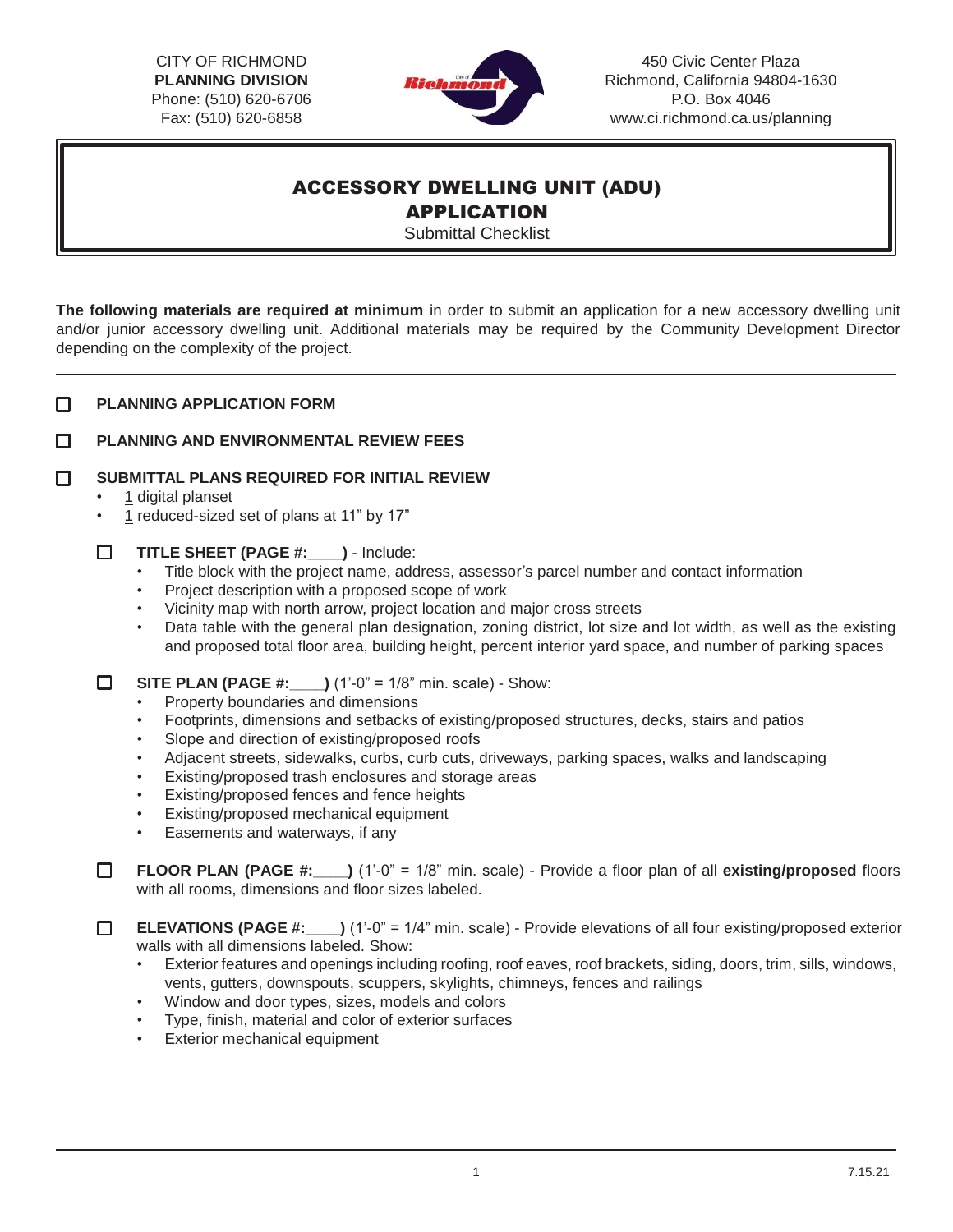CITY OF RICHMOND
**PLANNING DIVISION**
Phone: (510) 620-6706
Fax: (510) 620-6858

450 Civic Center Plaza
Richmond, California 94804-1630
P.O. Box 4046
www.ci.richmond.ca.us/planning

# ACCESSORY DWELLING UNIT (ADU) APPLICATION

Submittal Checklist

**The following materials are required at minimum** in order to submit an application for a new accessory dwelling unit and/or junior accessory dwelling unit. Additional materials may be required by the Community Development Director depending on the complexity of the project.

---

- ☐ **PLANNING APPLICATION FORM**

- ☐ **PLANNING AND ENVIRONMENTAL REVIEW FEES**

- ☐ **SUBMITTAL PLANS REQUIRED FOR INITIAL REVIEW**
  - 1 digital planset
  - 1 reduced-sized set of plans at 11" by 17"

  - ☐ **TITLE SHEET (PAGE #:\_\_\_\_)** - Include:
    - Title block with the project name, address, assessor's parcel number and contact information
    - Project description with a proposed scope of work
    - Vicinity map with north arrow, project location and major cross streets
    - Data table with the general plan designation, zoning district, lot size and lot width, as well as the existing and proposed total floor area, building height, percent interior yard space, and number of parking spaces

  - ☐ **SITE PLAN (PAGE #:\_\_\_\_)** (1'-0" = 1/8" min. scale) - Show:
    - Property boundaries and dimensions
    - Footprints, dimensions and setbacks of existing/proposed structures, decks, stairs and patios
    - Slope and direction of existing/proposed roofs
    - Adjacent streets, sidewalks, curbs, curb cuts, driveways, parking spaces, walks and landscaping
    - Existing/proposed trash enclosures and storage areas
    - Existing/proposed fences and fence heights
    - Existing/proposed mechanical equipment
    - Easements and waterways, if any

  - ☐ **FLOOR PLAN (PAGE #:\_\_\_\_)** (1'-0" = 1/8" min. scale) - Provide a floor plan of all **existing/proposed** floors with all rooms, dimensions and floor sizes labeled.

  - ☐ **ELEVATIONS (PAGE #:\_\_\_\_)** (1'-0" = 1/4" min. scale) - Provide elevations of all four existing/proposed exterior walls with all dimensions labeled. Show:
    - Exterior features and openings including roofing, roof eaves, roof brackets, siding, doors, trim, sills, windows, vents, gutters, downspouts, scuppers, skylights, chimneys, fences and railings
    - Window and door types, sizes, models and colors
    - Type, finish, material and color of exterior surfaces
    - Exterior mechanical equipment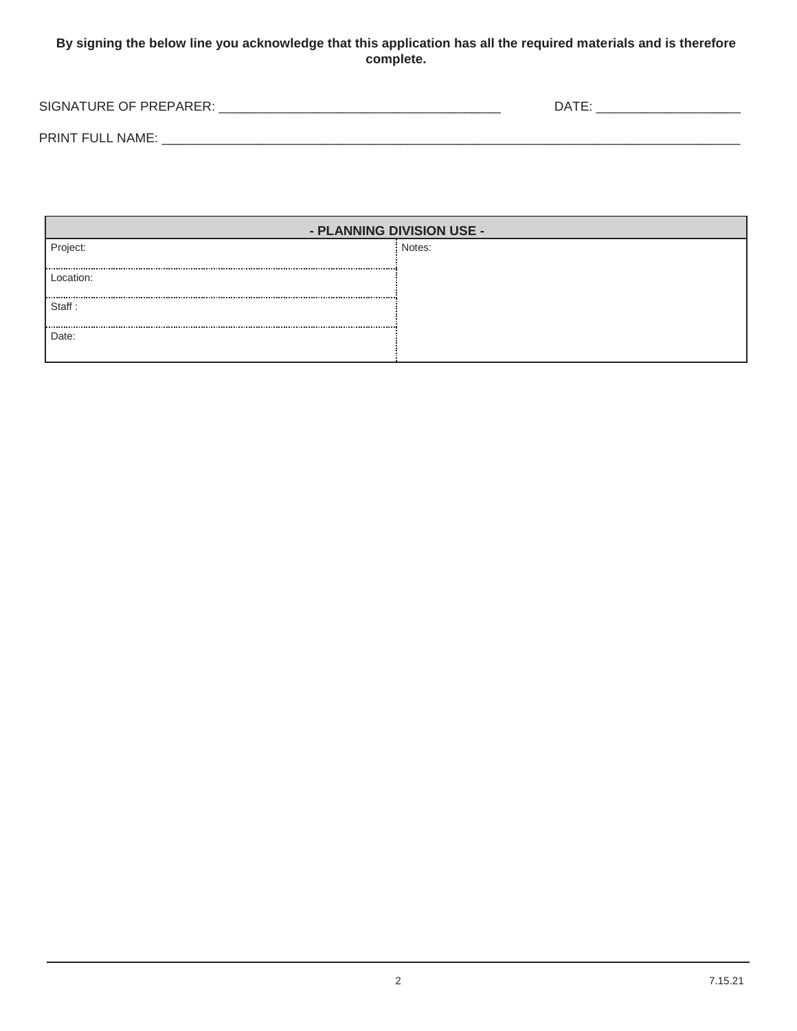**By signing the below line you acknowledge that this application has all the required materials and is therefore complete.**

SIGNATURE OF PREPARER: ______________________________________ DATE: ___________________

PRINT FULL NAME: _____________________________________________________________________________

| - PLANNING DIVISION USE - | |
|---|---|
| Project: | Notes: |
| Location: | |
| Staff : | |
| Date: | |

7.15.21